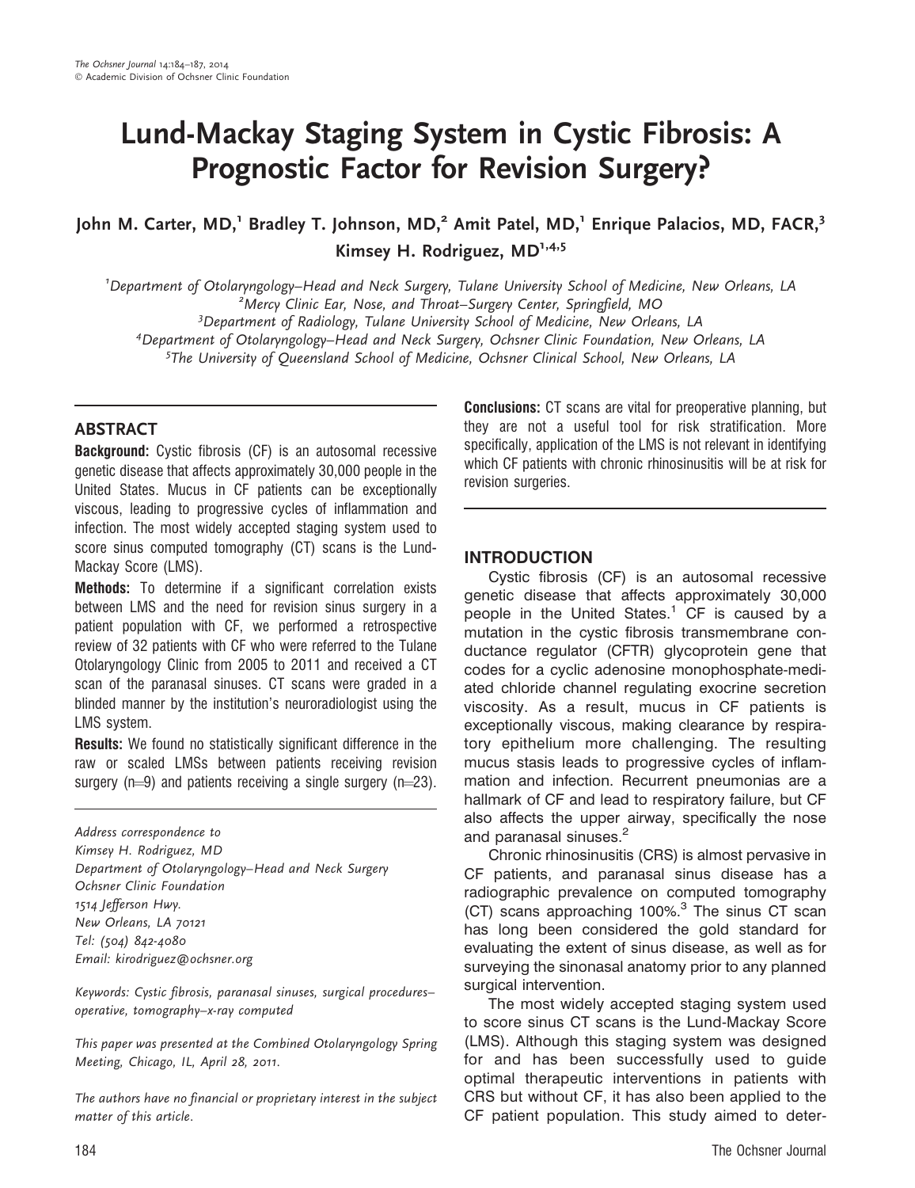# Lund-Mackay Staging System in Cystic Fibrosis: A Prognostic Factor for Revision Surgery?

**John M. Carter, MD,[1] Bradley T. Johnson, MD,[2] Amit Patel, MD,[1] Enrique Palacios, MD, FACR,[3] Kimsey H. Rodriguez, MD[1,4,5]**

[1]*Department of Otolaryngology–Head and Neck Surgery, Tulane University School of Medicine, New Orleans, LA*
[2]*Mercy Clinic Ear, Nose, and Throat–Surgery Center, Springfield, MO*
[3]*Department of Radiology, Tulane University School of Medicine, New Orleans, LA*
[4]*Department of Otolaryngology–Head and Neck Surgery, Ochsner Clinic Foundation, New Orleans, LA*
[5]*The University of Queensland School of Medicine, Ochsner Clinical School, New Orleans, LA*

## ABSTRACT

**Background:** Cystic fibrosis (CF) is an autosomal recessive genetic disease that affects approximately 30,000 people in the United States. Mucus in CF patients can be exceptionally viscous, leading to progressive cycles of inflammation and infection. The most widely accepted staging system used to score sinus computed tomography (CT) scans is the Lund-Mackay Score (LMS).

**Methods:** To determine if a significant correlation exists between LMS and the need for revision sinus surgery in a patient population with CF, we performed a retrospective review of 32 patients with CF who were referred to the Tulane Otolaryngology Clinic from 2005 to 2011 and received a CT scan of the paranasal sinuses. CT scans were graded in a blinded manner by the institution's neuroradiologist using the LMS system.

**Results:** We found no statistically significant difference in the raw or scaled LMSs between patients receiving revision surgery (n=9) and patients receiving a single surgery (n=23).

**Conclusions:** CT scans are vital for preoperative planning, but they are not a useful tool for risk stratification. More specifically, application of the LMS is not relevant in identifying which CF patients with chronic rhinosinusitis will be at risk for revision surgeries.

*Address correspondence to*
*Kimsey H. Rodriguez, MD*
*Department of Otolaryngology–Head and Neck Surgery*
*Ochsner Clinic Foundation*
*1514 Jefferson Hwy.*
*New Orleans, LA 70121*
*Tel: (504) 842-4080*
*Email: kirodriguez@ochsner.org*

*Keywords: Cystic fibrosis, paranasal sinuses, surgical procedures–operative, tomography–x-ray computed*

*This paper was presented at the Combined Otolaryngology Spring Meeting, Chicago, IL, April 28, 2011.*

*The authors have no financial or proprietary interest in the subject matter of this article.*

## INTRODUCTION

Cystic fibrosis (CF) is an autosomal recessive genetic disease that affects approximately 30,000 people in the United States.[1] CF is caused by a mutation in the cystic fibrosis transmembrane conductance regulator (CFTR) glycoprotein gene that codes for a cyclic adenosine monophosphate-mediated chloride channel regulating exocrine secretion viscosity. As a result, mucus in CF patients is exceptionally viscous, making clearance by respiratory epithelium more challenging. The resulting mucus stasis leads to progressive cycles of inflammation and infection. Recurrent pneumonias are a hallmark of CF and lead to respiratory failure, but CF also affects the upper airway, specifically the nose and paranasal sinuses.[2]

Chronic rhinosinusitis (CRS) is almost pervasive in CF patients, and paranasal sinus disease has a radiographic prevalence on computed tomography (CT) scans approaching 100%.[3] The sinus CT scan has long been considered the gold standard for evaluating the extent of sinus disease, as well as for surveying the sinonasal anatomy prior to any planned surgical intervention.

The most widely accepted staging system used to score sinus CT scans is the Lund-Mackay Score (LMS). Although this staging system was designed for and has been successfully used to guide optimal therapeutic interventions in patients with CRS but without CF, it has also been applied to the CF patient population. This study aimed to deter-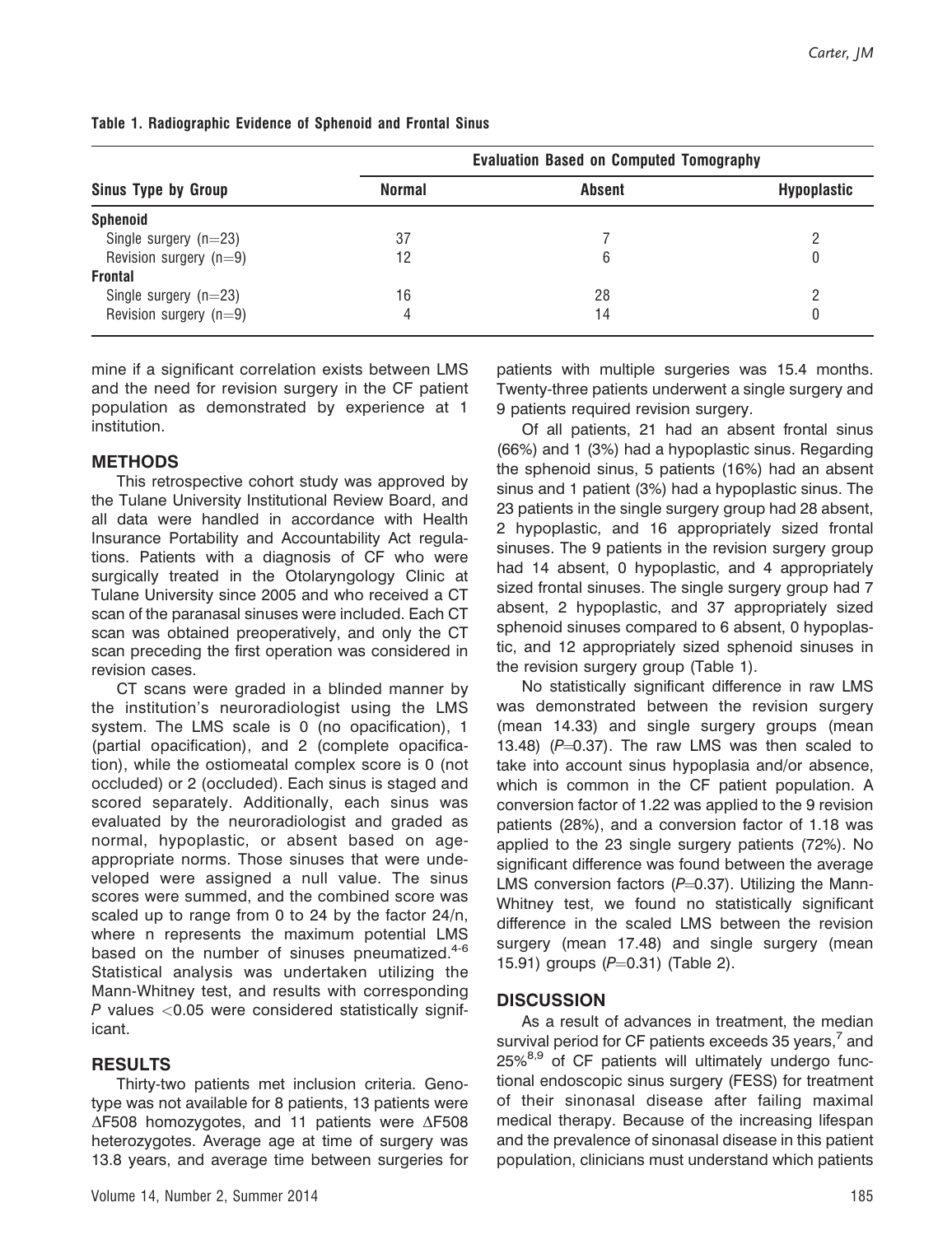**Table 1. Radiographic Evidence of Sphenoid and Frontal Sinus**

| Sinus Type by Group | Evaluation Based on Computed Tomography | | |
|---|---|---|---|
| | Normal | Absent | Hypoplastic |
| **Sphenoid** | | | |
| Single surgery (n=23) | 37 | 7 | 2 |
| Revision surgery (n=9) | 12 | 6 | 0 |
| **Frontal** | | | |
| Single surgery (n=23) | 16 | 28 | 2 |
| Revision surgery (n=9) | 4 | 14 | 0 |

mine if a significant correlation exists between LMS and the need for revision surgery in the CF patient population as demonstrated by experience at 1 institution.

## METHODS

This retrospective cohort study was approved by the Tulane University Institutional Review Board, and all data were handled in accordance with Health Insurance Portability and Accountability Act regulations. Patients with a diagnosis of CF who were surgically treated in the Otolaryngology Clinic at Tulane University since 2005 and who received a CT scan of the paranasal sinuses were included. Each CT scan was obtained preoperatively, and only the CT scan preceding the first operation was considered in revision cases.

CT scans were graded in a blinded manner by the institution's neuroradiologist using the LMS system. The LMS scale is 0 (no opacification), 1 (partial opacification), and 2 (complete opacification), while the ostiomeatal complex score is 0 (not occluded) or 2 (occluded). Each sinus is staged and scored separately. Additionally, each sinus was evaluated by the neuroradiologist and graded as normal, hypoplastic, or absent based on age-appropriate norms. Those sinuses that were undeveloped were assigned a null value. The sinus scores were summed, and the combined score was scaled up to range from 0 to 24 by the factor 24/n, where n represents the maximum potential LMS based on the number of sinuses pneumatized.[4-6] Statistical analysis was undertaken utilizing the Mann-Whitney test, and results with corresponding $P$ values $<0.05$ were considered statistically significant.

## RESULTS

Thirty-two patients met inclusion criteria. Genotype was not available for 8 patients, 13 patients were ΔF508 homozygotes, and 11 patients were ΔF508 heterozygotes. Average age at time of surgery was 13.8 years, and average time between surgeries for patients with multiple surgeries was 15.4 months. Twenty-three patients underwent a single surgery and 9 patients required revision surgery.

Of all patients, 21 had an absent frontal sinus (66%) and 1 (3%) had a hypoplastic sinus. Regarding the sphenoid sinus, 5 patients (16%) had an absent sinus and 1 patient (3%) had a hypoplastic sinus. The 23 patients in the single surgery group had 28 absent, 2 hypoplastic, and 16 appropriately sized frontal sinuses. The 9 patients in the revision surgery group had 14 absent, 0 hypoplastic, and 4 appropriately sized frontal sinuses. The single surgery group had 7 absent, 2 hypoplastic, and 37 appropriately sized sphenoid sinuses compared to 6 absent, 0 hypoplastic, and 12 appropriately sized sphenoid sinuses in the revision surgery group (Table 1).

No statistically significant difference in raw LMS was demonstrated between the revision surgery (mean 14.33) and single surgery groups (mean 13.48) ($P$=0.37). The raw LMS was then scaled to take into account sinus hypoplasia and/or absence, which is common in the CF patient population. A conversion factor of 1.22 was applied to the 9 revision patients (28%), and a conversion factor of 1.18 was applied to the 23 single surgery patients (72%). No significant difference was found between the average LMS conversion factors ($P$=0.37). Utilizing the Mann-Whitney test, we found no statistically significant difference in the scaled LMS between the revision surgery (mean 17.48) and single surgery (mean 15.91) groups ($P$=0.31) (Table 2).

## DISCUSSION

As a result of advances in treatment, the median survival period for CF patients exceeds 35 years,[7] and 25%[8,9] of CF patients will ultimately undergo functional endoscopic sinus surgery (FESS) for treatment of their sinonasal disease after failing maximal medical therapy. Because of the increasing lifespan and the prevalence of sinonasal disease in this patient population, clinicians must understand which patients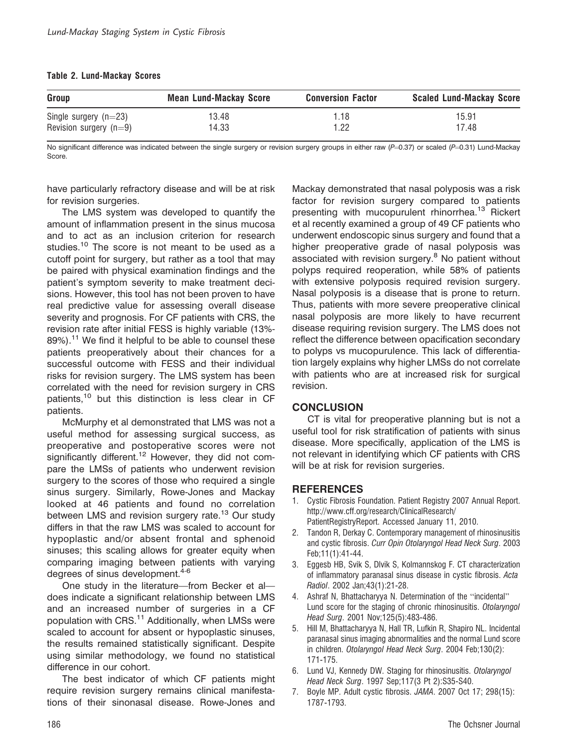**Table 2. Lund-Mackay Scores**

| Group | Mean Lund-Mackay Score | Conversion Factor | Scaled Lund-Mackay Score |
|---|---|---|---|
| Single surgery (n=23) | 13.48 | 1.18 | 15.91 |
| Revision surgery (n=9) | 14.33 | 1.22 | 17.48 |

No significant difference was indicated between the single surgery or revision surgery groups in either raw ($P=0.37$) or scaled ($P=0.31$) Lund-Mackay Score.

have particularly refractory disease and will be at risk for revision surgeries.

The LMS system was developed to quantify the amount of inflammation present in the sinus mucosa and to act as an inclusion criterion for research studies.[10] The score is not meant to be used as a cutoff point for surgery, but rather as a tool that may be paired with physical examination findings and the patient's symptom severity to make treatment decisions. However, this tool has not been proven to have real predictive value for assessing overall disease severity and prognosis. For CF patients with CRS, the revision rate after initial FESS is highly variable (13%-89%).[11] We find it helpful to be able to counsel these patients preoperatively about their chances for a successful outcome with FESS and their individual risks for revision surgery. The LMS system has been correlated with the need for revision surgery in CRS patients,[10] but this distinction is less clear in CF patients.

McMurphy et al demonstrated that LMS was not a useful method for assessing surgical success, as preoperative and postoperative scores were not significantly different.[12] However, they did not compare the LMSs of patients who underwent revision surgery to the scores of those who required a single sinus surgery. Similarly, Rowe-Jones and Mackay looked at 46 patients and found no correlation between LMS and revision surgery rate.[13] Our study differs in that the raw LMS was scaled to account for hypoplastic and/or absent frontal and sphenoid sinuses; this scaling allows for greater equity when comparing imaging between patients with varying degrees of sinus development.[4-6]

One study in the literature—from Becker et al—does indicate a significant relationship between LMS and an increased number of surgeries in a CF population with CRS.[11] Additionally, when LMSs were scaled to account for absent or hypoplastic sinuses, the results remained statistically significant. Despite using similar methodology, we found no statistical difference in our cohort.

The best indicator of which CF patients might require revision surgery remains clinical manifestations of their sinonasal disease. Rowe-Jones and Mackay demonstrated that nasal polyposis was a risk factor for revision surgery compared to patients presenting with mucopurulent rhinorrhea.[13] Rickert et al recently examined a group of 49 CF patients who underwent endoscopic sinus surgery and found that a higher preoperative grade of nasal polyposis was associated with revision surgery.[8] No patient without polyps required reoperation, while 58% of patients with extensive polyposis required revision surgery. Nasal polyposis is a disease that is prone to return. Thus, patients with more severe preoperative clinical nasal polyposis are more likely to have recurrent disease requiring revision surgery. The LMS does not reflect the difference between opacification secondary to polyps vs mucopurulence. This lack of differentiation largely explains why higher LMSs do not correlate with patients who are at increased risk for surgical revision.

## CONCLUSION

CT is vital for preoperative planning but is not a useful tool for risk stratification of patients with sinus disease. More specifically, application of the LMS is not relevant in identifying which CF patients with CRS will be at risk for revision surgeries.

## REFERENCES

1. Cystic Fibrosis Foundation. Patient Registry 2007 Annual Report. http://www.cff.org/research/ClinicalResearch/PatientRegistryReport. Accessed January 11, 2010.
2. Tandon R, Derkay C. Contemporary management of rhinosinusitis and cystic fibrosis. *Curr Opin Otolaryngol Head Neck Surg*. 2003 Feb;11(1):41-44.
3. Eggesb HB, Svik S, Dlvik S, Kolmannskog F. CT characterization of inflammatory paranasal sinus disease in cystic fibrosis. *Acta Radiol*. 2002 Jan;43(1):21-28.
4. Ashraf N, Bhattacharyya N. Determination of the "incidental" Lund score for the staging of chronic rhinosinusitis. *Otolaryngol Head Neck Surg*. 2001 Nov;125(5):483-486.
5. Hill M, Bhattacharyya N, Hall TR, Lufkin R, Shapiro NL. Incidental paranasal sinus imaging abnormalities and the normal Lund score in children. *Otolaryngol Head Neck Surg*. 2004 Feb;130(2):171-175.
6. Lund VJ, Kennedy DW. Staging for rhinosinusitis. *Otolaryngol Head Neck Surg*. 1997 Sep;117(3 Pt 2):S35-S40.
7. Boyle MP. Adult cystic fibrosis. *JAMA*. 2007 Oct 17; 298(15):1787-1793.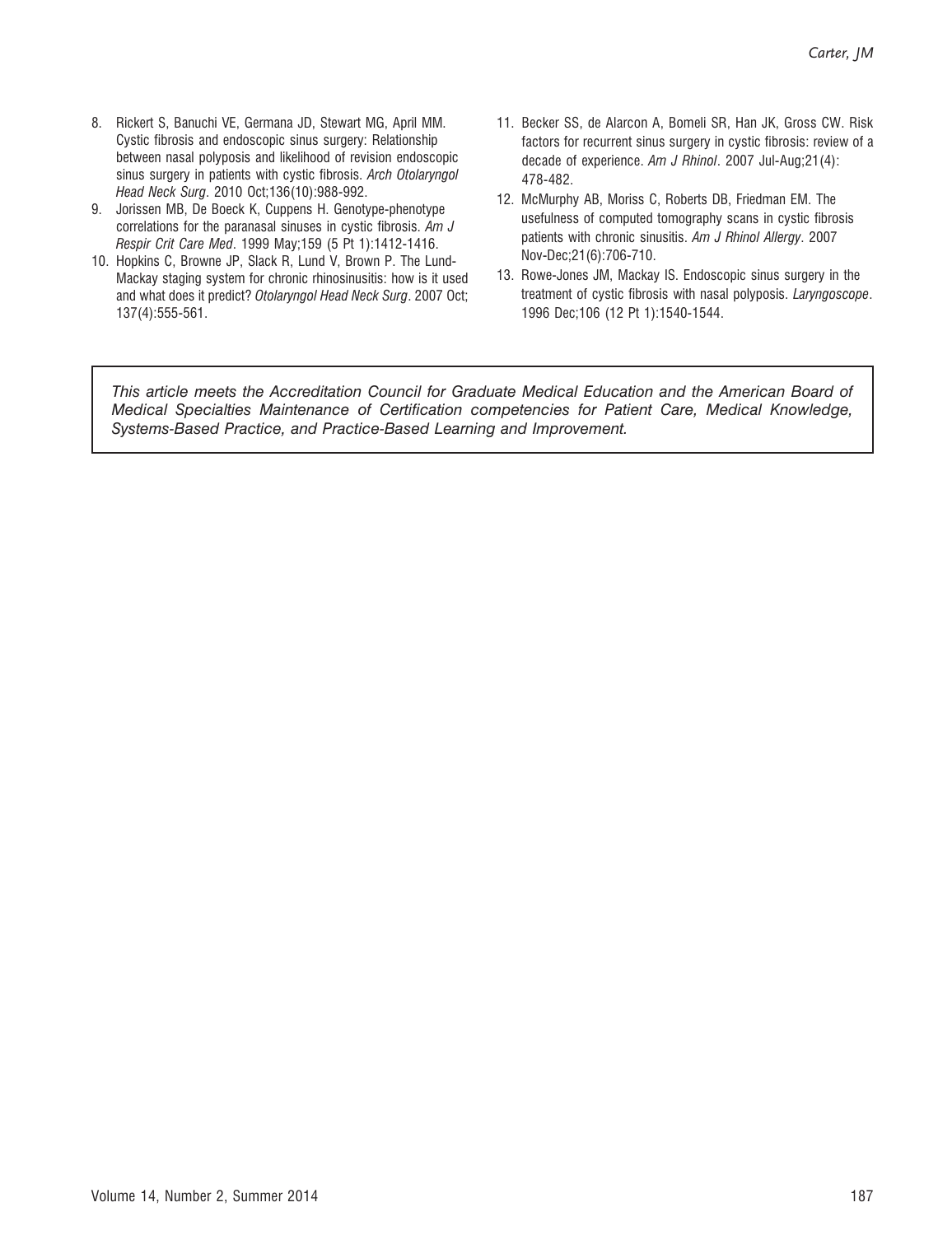8. Rickert S, Banuchi VE, Germana JD, Stewart MG, April MM. Cystic fibrosis and endoscopic sinus surgery: Relationship between nasal polyposis and likelihood of revision endoscopic sinus surgery in patients with cystic fibrosis. *Arch Otolaryngol Head Neck Surg*. 2010 Oct;136(10):988-992.
9. Jorissen MB, De Boeck K, Cuppens H. Genotype-phenotype correlations for the paranasal sinuses in cystic fibrosis. *Am J Respir Crit Care Med*. 1999 May;159 (5 Pt 1):1412-1416.
10. Hopkins C, Browne JP, Slack R, Lund V, Brown P. The Lund-Mackay staging system for chronic rhinosinusitis: how is it used and what does it predict? *Otolaryngol Head Neck Surg*. 2007 Oct; 137(4):555-561.
11. Becker SS, de Alarcon A, Bomeli SR, Han JK, Gross CW. Risk factors for recurrent sinus surgery in cystic fibrosis: review of a decade of experience. *Am J Rhinol*. 2007 Jul-Aug;21(4): 478-482.
12. McMurphy AB, Moriss C, Roberts DB, Friedman EM. The usefulness of computed tomography scans in cystic fibrosis patients with chronic sinusitis. *Am J Rhinol Allergy*. 2007 Nov-Dec;21(6):706-710.
13. Rowe-Jones JM, Mackay IS. Endoscopic sinus surgery in the treatment of cystic fibrosis with nasal polyposis. *Laryngoscope*. 1996 Dec;106 (12 Pt 1):1540-1544.

*This article meets the Accreditation Council for Graduate Medical Education and the American Board of Medical Specialties Maintenance of Certification competencies for Patient Care, Medical Knowledge, Systems-Based Practice, and Practice-Based Learning and Improvement.*